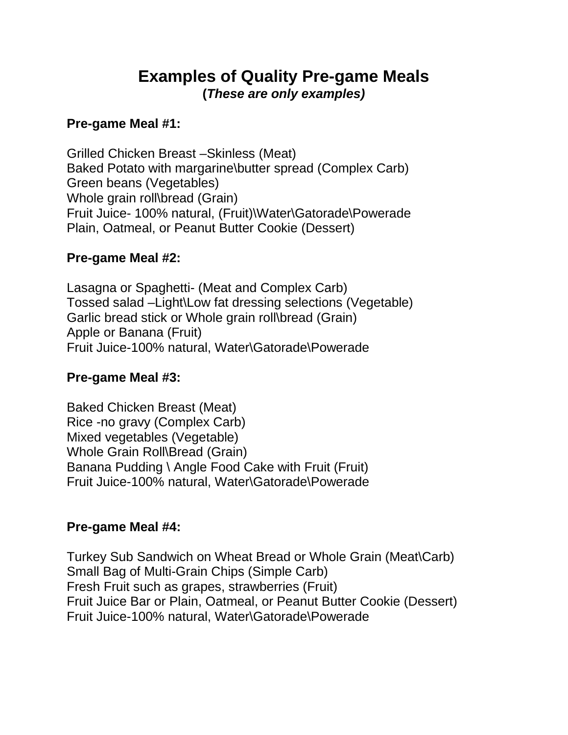# Examples of Quality Pre-game Meals

**(*These are only examples)***

**Pre-game Meal #1:**

Grilled Chicken Breast –Skinless (Meat)
Baked Potato with margarine\butter spread (Complex Carb)
Green beans (Vegetables)
Whole grain roll\bread (Grain)
Fruit Juice- 100% natural, (Fruit)\Water\Gatorade\Powerade
Plain, Oatmeal, or Peanut Butter Cookie (Dessert)

**Pre-game Meal #2:**

Lasagna or Spaghetti- (Meat and Complex Carb)
Tossed salad –Light\Low fat dressing selections (Vegetable)
Garlic bread stick or Whole grain roll\bread (Grain)
Apple or Banana (Fruit)
Fruit Juice-100% natural, Water\Gatorade\Powerade

**Pre-game Meal #3:**

Baked Chicken Breast (Meat)
Rice -no gravy (Complex Carb)
Mixed vegetables (Vegetable)
Whole Grain Roll\Bread (Grain)
Banana Pudding \ Angle Food Cake with Fruit (Fruit)
Fruit Juice-100% natural, Water\Gatorade\Powerade

**Pre-game Meal #4:**

Turkey Sub Sandwich on Wheat Bread or Whole Grain (Meat\Carb)
Small Bag of Multi-Grain Chips (Simple Carb)
Fresh Fruit such as grapes, strawberries (Fruit)
Fruit Juice Bar or Plain, Oatmeal, or Peanut Butter Cookie (Dessert)
Fruit Juice-100% natural, Water\Gatorade\Powerade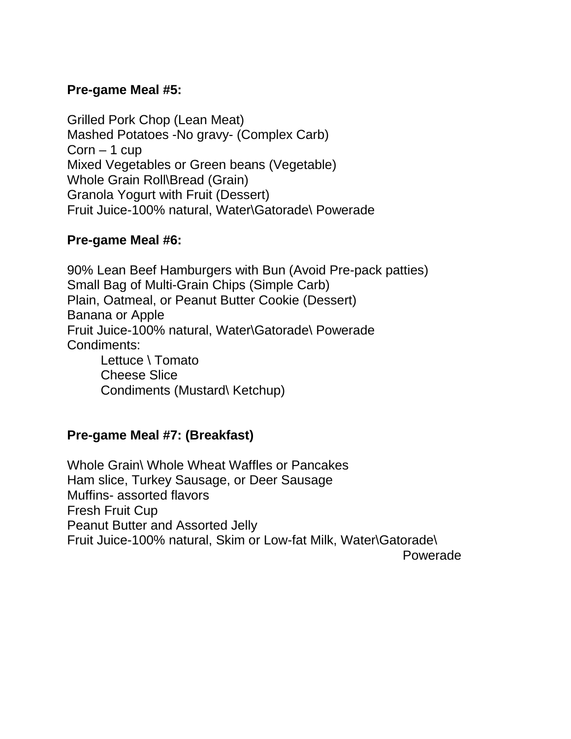**Pre-game Meal #5:**

Grilled Pork Chop (Lean Meat)
Mashed Potatoes -No gravy- (Complex Carb)
Corn – 1 cup
Mixed Vegetables or Green beans (Vegetable)
Whole Grain Roll\Bread (Grain)
Granola Yogurt with Fruit (Dessert)
Fruit Juice-100% natural, Water\Gatorade\ Powerade

**Pre-game Meal #6:**

90% Lean Beef Hamburgers with Bun (Avoid Pre-pack patties)
Small Bag of Multi-Grain Chips (Simple Carb)
Plain, Oatmeal, or Peanut Butter Cookie (Dessert)
Banana or Apple
Fruit Juice-100% natural, Water\Gatorade\ Powerade
Condiments:

- Lettuce \ Tomato
- Cheese Slice
- Condiments (Mustard\ Ketchup)

**Pre-game Meal #7: (Breakfast)**

Whole Grain\ Whole Wheat Waffles or Pancakes
Ham slice, Turkey Sausage, or Deer Sausage
Muffins- assorted flavors
Fresh Fruit Cup
Peanut Butter and Assorted Jelly
Fruit Juice-100% natural, Skim or Low-fat Milk, Water\Gatorade\ Powerade